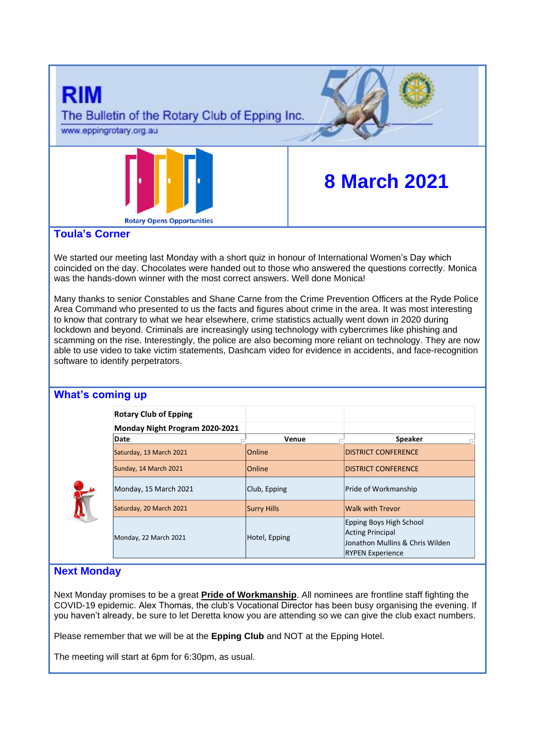# RIM

The Bulletin of the Rotary Club of Epping Inc.

www.eppingrotary.org.au

Rotary Opens Opportunities

# 8 March 2021

## Toula's Corner

We started our meeting last Monday with a short quiz in honour of International Women's Day which coincided on the day. Chocolates were handed out to those who answered the questions correctly. Monica was the hands-down winner with the most correct answers. Well done Monica!

Many thanks to senior Constables and Shane Carne from the Crime Prevention Officers at the Ryde Police Area Command who presented to us the facts and figures about crime in the area. It was most interesting to know that contrary to what we hear elsewhere, crime statistics actually went down in 2020 during lockdown and beyond. Criminals are increasingly using technology with cybercrimes like phishing and scamming on the rise. Interestingly, the police are also becoming more reliant on technology. They are now able to use video to take victim statements, Dashcam video for evidence in accidents, and face-recognition software to identify perpetrators.

## What's coming up

**Rotary Club of Epping**

**Monday Night Program 2020-2021**

| Date | Venue | Speaker |
|---|---|---|
| Saturday, 13 March 2021 | Online | DISTRICT CONFERENCE |
| Sunday, 14 March 2021 | Online | DISTRICT CONFERENCE |
| Monday, 15 March 2021 | Club, Epping | Pride of Workmanship |
| Saturday, 20 March 2021 | Surry Hills | Walk with Trevor |
| Monday, 22 March 2021 | Hotel, Epping | Epping Boys High School Acting Principal Jonathon Mullins & Chris Wilden RYPEN Experience |

## Next Monday

Next Monday promises to be a great **Pride of Workmanship**. All nominees are frontline staff fighting the COVID-19 epidemic. Alex Thomas, the club's Vocational Director has been busy organising the evening. If you haven't already, be sure to let Deretta know you are attending so we can give the club exact numbers.

Please remember that we will be at the **Epping Club** and NOT at the Epping Hotel.

The meeting will start at 6pm for 6:30pm, as usual.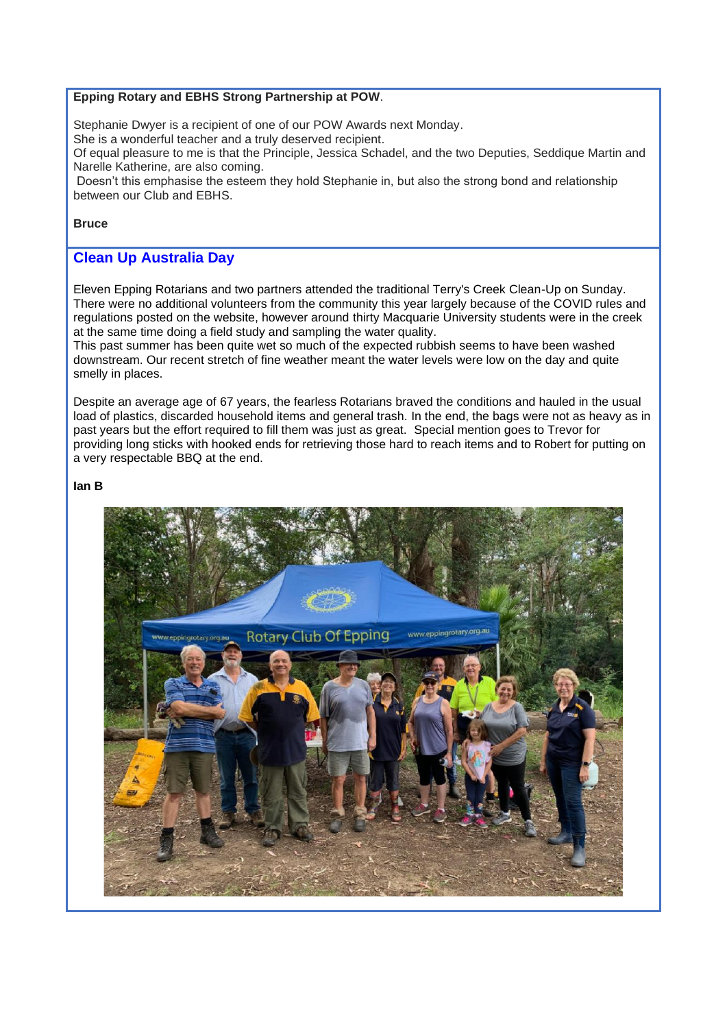**Epping Rotary and EBHS Strong Partnership at POW**.

Stephanie Dwyer is a recipient of one of our POW Awards next Monday.
She is a wonderful teacher and a truly deserved recipient.
Of equal pleasure to me is that the Principle, Jessica Schadel, and the two Deputies, Seddique Martin and Narelle Katherine, are also coming.
Doesn't this emphasise the esteem they hold Stephanie in, but also the strong bond and relationship between our Club and EBHS.

**Bruce**

## Clean Up Australia Day

Eleven Epping Rotarians and two partners attended the traditional Terry's Creek Clean-Up on Sunday. There were no additional volunteers from the community this year largely because of the COVID rules and regulations posted on the website, however around thirty Macquarie University students were in the creek at the same time doing a field study and sampling the water quality.
This past summer has been quite wet so much of the expected rubbish seems to have been washed downstream. Our recent stretch of fine weather meant the water levels were low on the day and quite smelly in places.

Despite an average age of 67 years, the fearless Rotarians braved the conditions and hauled in the usual load of plastics, discarded household items and general trash. In the end, the bags were not as heavy as in past years but the effort required to fill them was just as great. Special mention goes to Trevor for providing long sticks with hooked ends for retrieving those hard to reach items and to Robert for putting on a very respectable BBQ at the end.

**Ian B**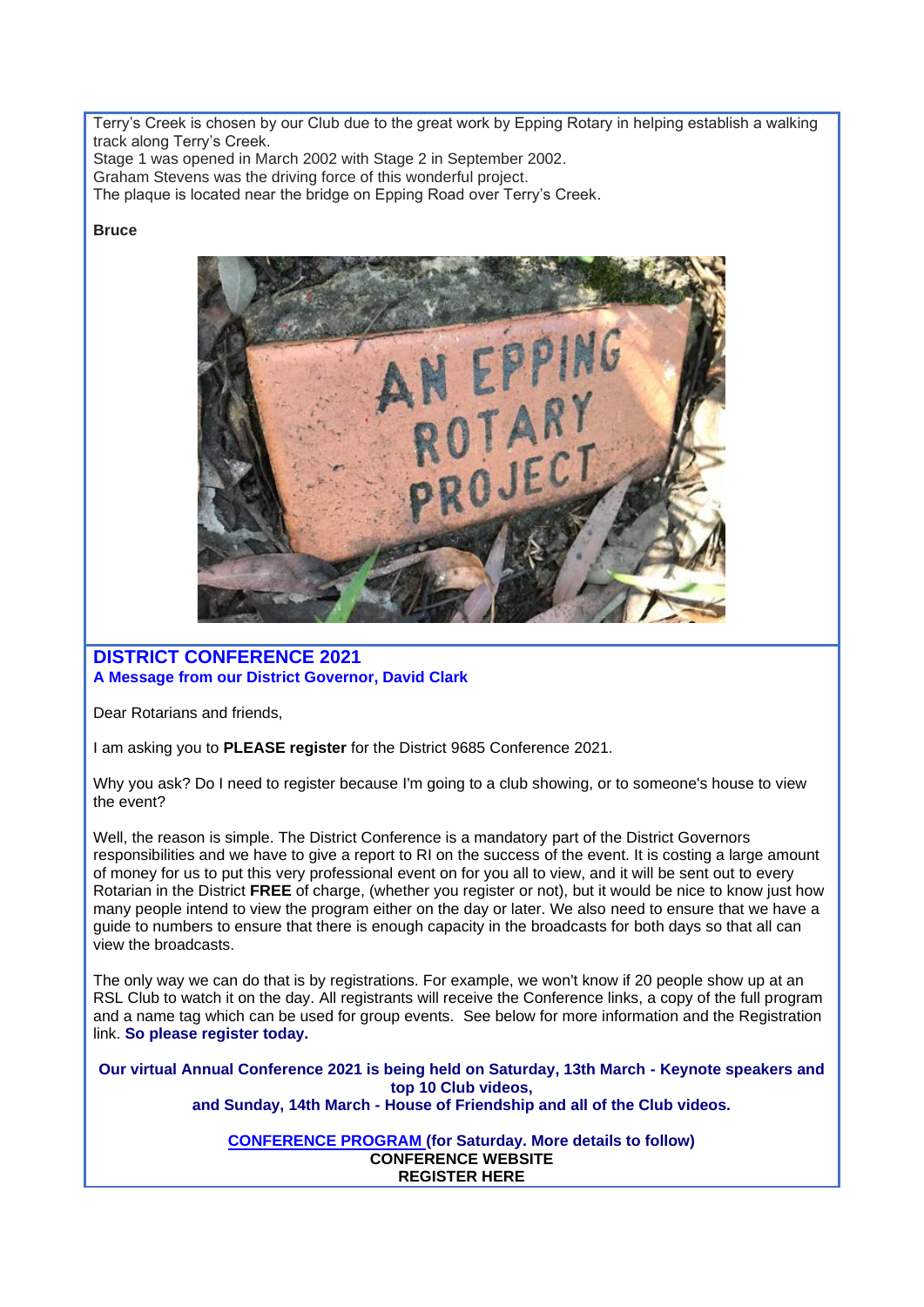Terry's Creek is chosen by our Club due to the great work by Epping Rotary in helping establish a walking track along Terry's Creek.
Stage 1 was opened in March 2002 with Stage 2 in September 2002.
Graham Stevens was the driving force of this wonderful project.
The plaque is located near the bridge on Epping Road over Terry's Creek.

**Bruce**

## DISTRICT CONFERENCE 2021

**A Message from our District Governor, David Clark**

Dear Rotarians and friends,

I am asking you to **PLEASE register** for the District 9685 Conference 2021.

Why you ask? Do I need to register because I'm going to a club showing, or to someone's house to view the event?

Well, the reason is simple. The District Conference is a mandatory part of the District Governors responsibilities and we have to give a report to RI on the success of the event. It is costing a large amount of money for us to put this very professional event on for you all to view, and it will be sent out to every Rotarian in the District **FREE** of charge, (whether you register or not), but it would be nice to know just how many people intend to view the program either on the day or later. We also need to ensure that we have a guide to numbers to ensure that there is enough capacity in the broadcasts for both days so that all can view the broadcasts.

The only way we can do that is by registrations. For example, we won't know if 20 people show up at an RSL Club to watch it on the day. All registrants will receive the Conference links, a copy of the full program and a name tag which can be used for group events. See below for more information and the Registration link. **So please register today.**

**Our virtual Annual Conference 2021 is being held on Saturday, 13th March - Keynote speakers and top 10 Club videos, and Sunday, 14th March - House of Friendship and all of the Club videos.**

**CONFERENCE PROGRAM (for Saturday. More details to follow)**
**CONFERENCE WEBSITE**
**REGISTER HERE**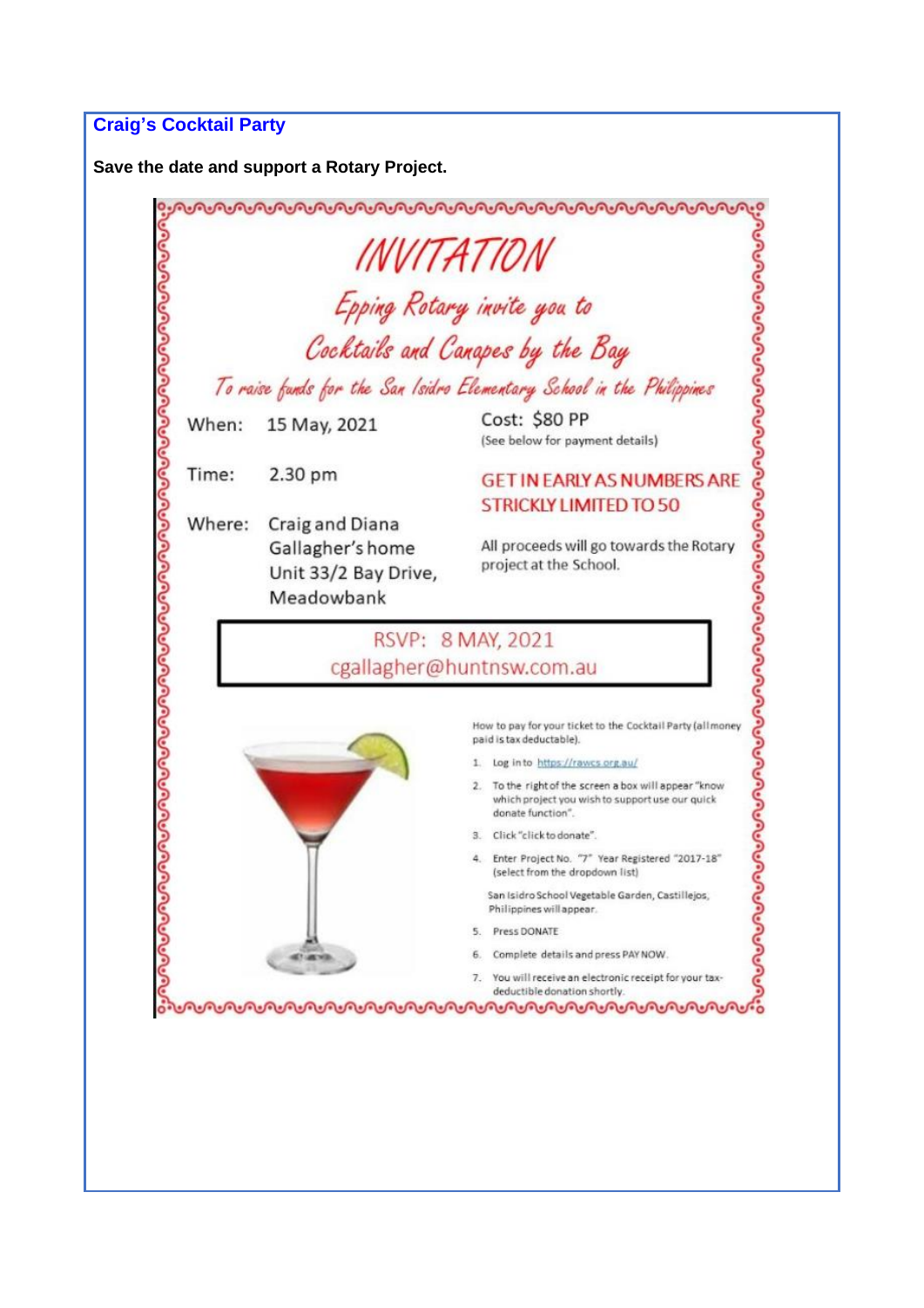## Craig's Cocktail Party

**Save the date and support a Rotary Project.**

# *INVITATION*

*Epping Rotary invite you to*

*Cocktails and Canapes by the Bay*

*To raise funds for the San Isidro Elementary School in the Philippines*

When: 15 May, 2021

Time: 2.30 pm

Where: Craig and Diana Gallagher's home Unit 33/2 Bay Drive, Meadowbank

Cost: $80 PP
(See below for payment details)

GET IN EARLY AS NUMBERS ARE STRICKLY LIMITED TO 50

All proceeds will go towards the Rotary project at the School.

RSVP: 8 MAY, 2021
cgallagher@huntnsw.com.au

How to pay for your ticket to the Cocktail Party (all money paid is tax deductable).

1. Log into https://rawcs.org.au/
2. To the right of the screen a box will appear "know which project you wish to support use our quick donate function".
3. Click "click to donate".
4. Enter Project No. "7" Year Registered "2017-18" (select from the dropdown list)

   San Isidro School Vegetable Garden, Castillejos, Philippines will appear.
5. Press DONATE
6. Complete details and press PAY NOW.
7. You will receive an electronic receipt for your tax-deductible donation shortly.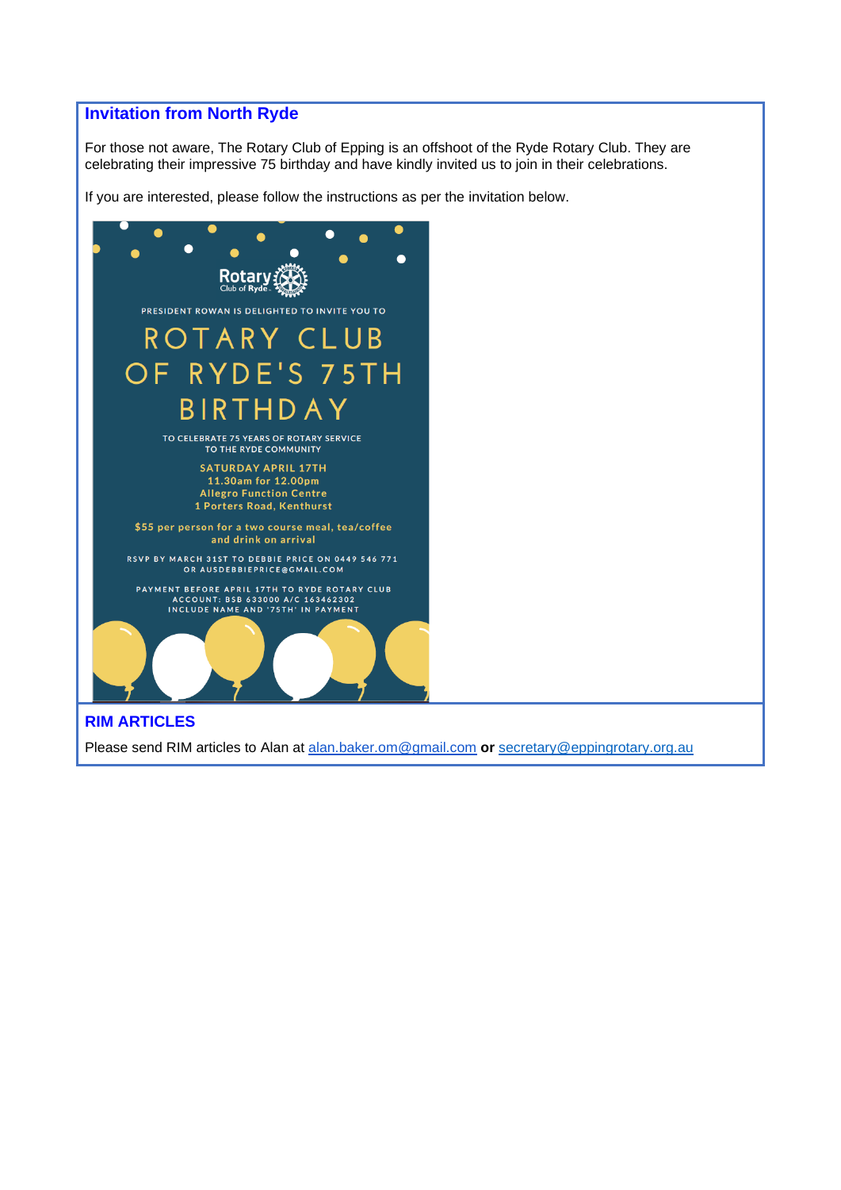## Invitation from North Ryde

For those not aware, The Rotary Club of Epping is an offshoot of the Ryde Rotary Club. They are celebrating their impressive 75 birthday and have kindly invited us to join in their celebrations.

If you are interested, please follow the instructions as per the invitation below.

Rotary
Club of Ryde

PRESIDENT ROWAN IS DELIGHTED TO INVITE YOU TO

# ROTARY CLUB OF RYDE'S 75TH BIRTHDAY

TO CELEBRATE 75 YEARS OF ROTARY SERVICE TO THE RYDE COMMUNITY

**SATURDAY APRIL 17TH**
**11.30am for 12.00pm**
**Allegro Function Centre**
**1 Porters Road, Kenthurst**

**$55 per person for a two course meal, tea/coffee and drink on arrival**

RSVP BY MARCH 31ST TO DEBBIE PRICE ON 0449 546 771 OR AUSDEBBIEPRICE@GMAIL.COM

PAYMENT BEFORE APRIL 17TH TO RYDE ROTARY CLUB
ACCOUNT: BSB 633000 A/C 163462302
INCLUDE NAME AND '75TH' IN PAYMENT

## RIM ARTICLES

Please send RIM articles to Alan at alan.baker.om@gmail.com **or** secretary@eppingrotary.org.au